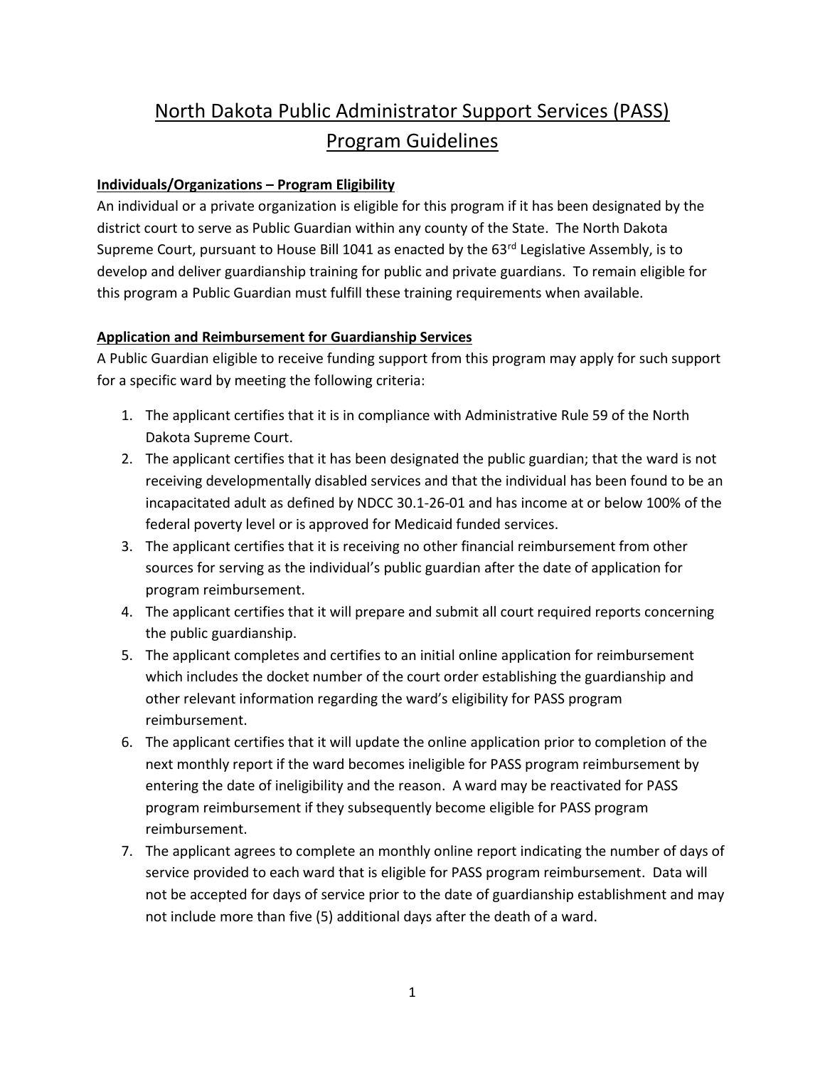# North Dakota Public Administrator Support Services (PASS) Program Guidelines

**Individuals/Organizations – Program Eligibility**

An individual or a private organization is eligible for this program if it has been designated by the district court to serve as Public Guardian within any county of the State. The North Dakota Supreme Court, pursuant to House Bill 1041 as enacted by the 63rd Legislative Assembly, is to develop and deliver guardianship training for public and private guardians. To remain eligible for this program a Public Guardian must fulfill these training requirements when available.

**Application and Reimbursement for Guardianship Services**

A Public Guardian eligible to receive funding support from this program may apply for such support for a specific ward by meeting the following criteria:

1. The applicant certifies that it is in compliance with Administrative Rule 59 of the North Dakota Supreme Court.
2. The applicant certifies that it has been designated the public guardian; that the ward is not receiving developmentally disabled services and that the individual has been found to be an incapacitated adult as defined by NDCC 30.1-26-01 and has income at or below 100% of the federal poverty level or is approved for Medicaid funded services.
3. The applicant certifies that it is receiving no other financial reimbursement from other sources for serving as the individual's public guardian after the date of application for program reimbursement.
4. The applicant certifies that it will prepare and submit all court required reports concerning the public guardianship.
5. The applicant completes and certifies to an initial online application for reimbursement which includes the docket number of the court order establishing the guardianship and other relevant information regarding the ward's eligibility for PASS program reimbursement.
6. The applicant certifies that it will update the online application prior to completion of the next monthly report if the ward becomes ineligible for PASS program reimbursement by entering the date of ineligibility and the reason. A ward may be reactivated for PASS program reimbursement if they subsequently become eligible for PASS program reimbursement.
7. The applicant agrees to complete an monthly online report indicating the number of days of service provided to each ward that is eligible for PASS program reimbursement. Data will not be accepted for days of service prior to the date of guardianship establishment and may not include more than five (5) additional days after the death of a ward.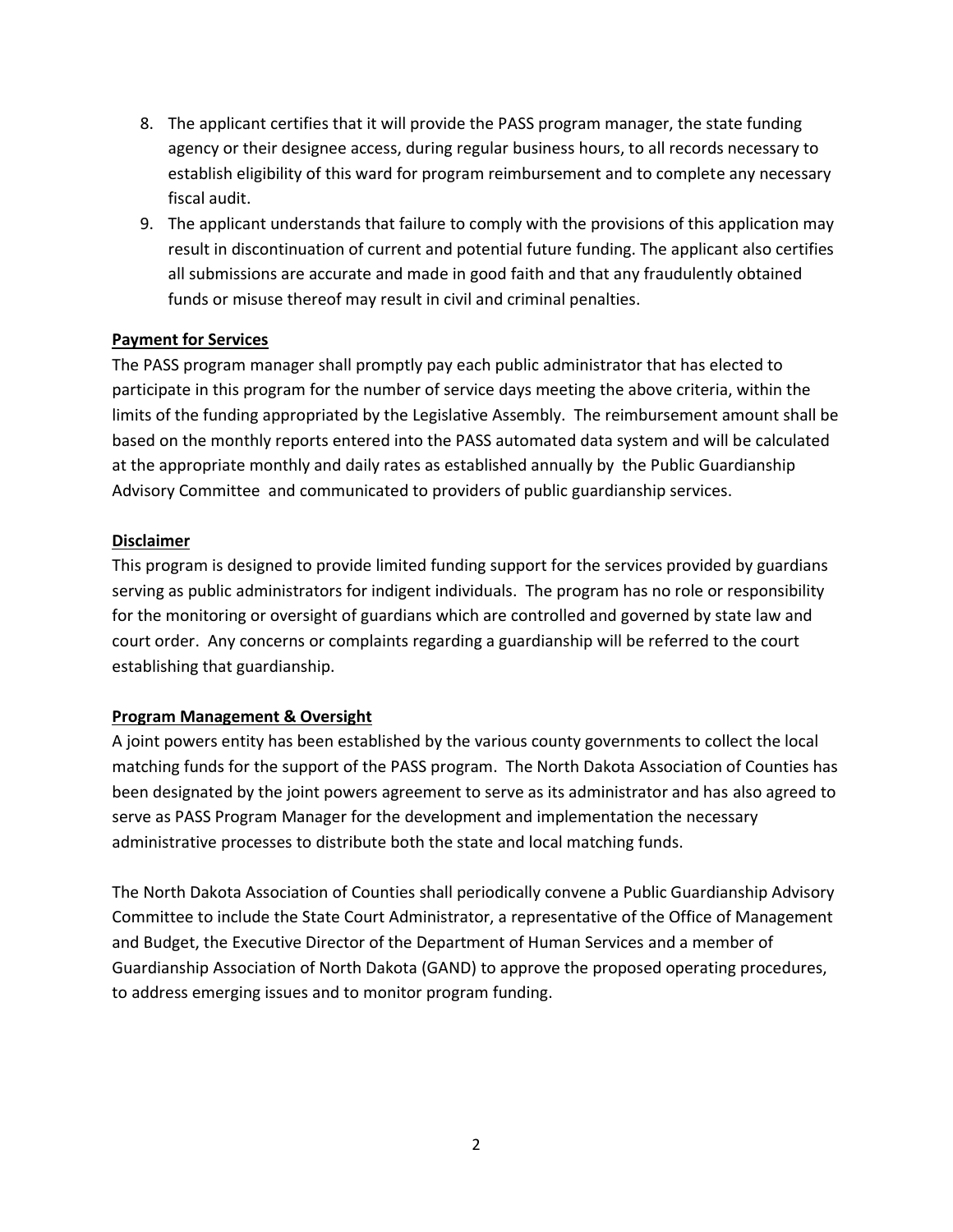8. The applicant certifies that it will provide the PASS program manager, the state funding agency or their designee access, during regular business hours, to all records necessary to establish eligibility of this ward for program reimbursement and to complete any necessary fiscal audit.
9. The applicant understands that failure to comply with the provisions of this application may result in discontinuation of current and potential future funding. The applicant also certifies all submissions are accurate and made in good faith and that any fraudulently obtained funds or misuse thereof may result in civil and criminal penalties.

**Payment for Services**

The PASS program manager shall promptly pay each public administrator that has elected to participate in this program for the number of service days meeting the above criteria, within the limits of the funding appropriated by the Legislative Assembly. The reimbursement amount shall be based on the monthly reports entered into the PASS automated data system and will be calculated at the appropriate monthly and daily rates as established annually by the Public Guardianship Advisory Committee and communicated to providers of public guardianship services.

**Disclaimer**

This program is designed to provide limited funding support for the services provided by guardians serving as public administrators for indigent individuals. The program has no role or responsibility for the monitoring or oversight of guardians which are controlled and governed by state law and court order. Any concerns or complaints regarding a guardianship will be referred to the court establishing that guardianship.

**Program Management & Oversight**

A joint powers entity has been established by the various county governments to collect the local matching funds for the support of the PASS program. The North Dakota Association of Counties has been designated by the joint powers agreement to serve as its administrator and has also agreed to serve as PASS Program Manager for the development and implementation the necessary administrative processes to distribute both the state and local matching funds.

The North Dakota Association of Counties shall periodically convene a Public Guardianship Advisory Committee to include the State Court Administrator, a representative of the Office of Management and Budget, the Executive Director of the Department of Human Services and a member of Guardianship Association of North Dakota (GAND) to approve the proposed operating procedures, to address emerging issues and to monitor program funding.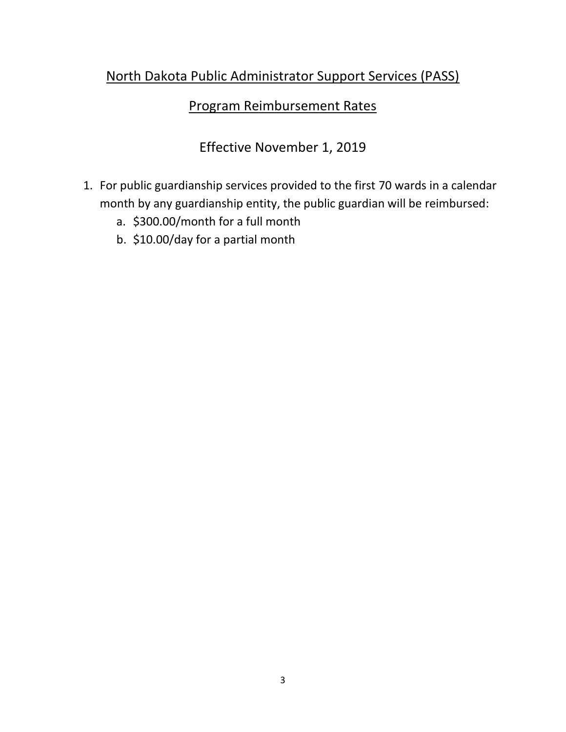## North Dakota Public Administrator Support Services (PASS)

## Program Reimbursement Rates

Effective November 1, 2019

1. For public guardianship services provided to the first 70 wards in a calendar month by any guardianship entity, the public guardian will be reimbursed:
    a. $300.00/month for a full month
    b. $10.00/day for a partial month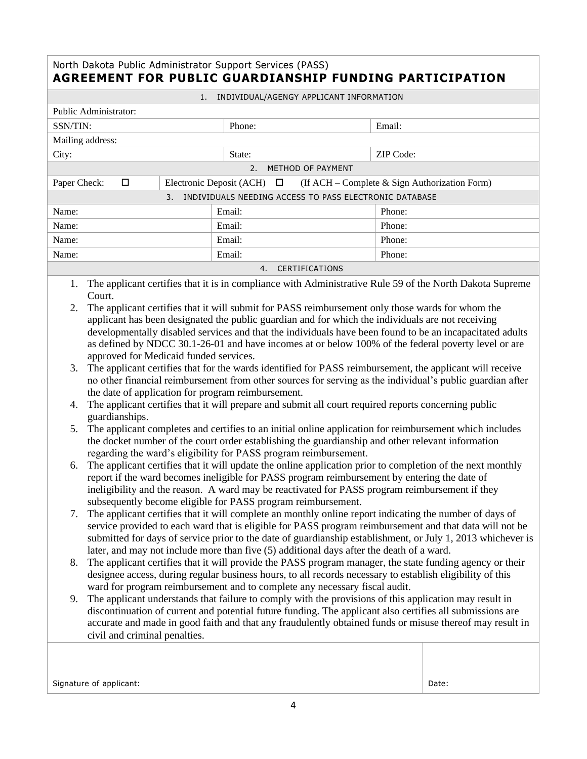North Dakota Public Administrator Support Services (PASS)

# AGREEMENT FOR PUBLIC GUARDIANSHIP FUNDING PARTICIPATION

## 1. INDIVIDUAL/AGENGY APPLICANT INFORMATION

| Public Administrator: | | |
|---|---|---|
| SSN/TIN: | Phone: | Email: |
| Mailing address: | | |
| City: | State: | ZIP Code: |

## 2. METHOD OF PAYMENT

| Paper Check: ☐ | Electronic Deposit (ACH) ☐ (If ACH – Complete & Sign Authorization Form) |
|---|---|

## 3. INDIVIDUALS NEEDING ACCESS TO PASS ELECTRONIC DATABASE

| Name: | Email: | Phone: |
|---|---|---|
| Name: | Email: | Phone: |
| Name: | Email: | Phone: |
| Name: | Email: | Phone: |

## 4. CERTIFICATIONS

1. The applicant certifies that it is in compliance with Administrative Rule 59 of the North Dakota Supreme Court.
2. The applicant certifies that it will submit for PASS reimbursement only those wards for whom the applicant has been designated the public guardian and for which the individuals are not receiving developmentally disabled services and that the individuals have been found to be an incapacitated adults as defined by NDCC 30.1-26-01 and have incomes at or below 100% of the federal poverty level or are approved for Medicaid funded services.
3. The applicant certifies that for the wards identified for PASS reimbursement, the applicant will receive no other financial reimbursement from other sources for serving as the individual's public guardian after the date of application for program reimbursement.
4. The applicant certifies that it will prepare and submit all court required reports concerning public guardianships.
5. The applicant completes and certifies to an initial online application for reimbursement which includes the docket number of the court order establishing the guardianship and other relevant information regarding the ward's eligibility for PASS program reimbursement.
6. The applicant certifies that it will update the online application prior to completion of the next monthly report if the ward becomes ineligible for PASS program reimbursement by entering the date of ineligibility and the reason. A ward may be reactivated for PASS program reimbursement if they subsequently become eligible for PASS program reimbursement.
7. The applicant certifies that it will complete an monthly online report indicating the number of days of service provided to each ward that is eligible for PASS program reimbursement and that data will not be submitted for days of service prior to the date of guardianship establishment, or July 1, 2013 whichever is later, and may not include more than five (5) additional days after the death of a ward.
8. The applicant certifies that it will provide the PASS program manager, the state funding agency or their designee access, during regular business hours, to all records necessary to establish eligibility of this ward for program reimbursement and to complete any necessary fiscal audit.
9. The applicant understands that failure to comply with the provisions of this application may result in discontinuation of current and potential future funding. The applicant also certifies all submissions are accurate and made in good faith and that any fraudulently obtained funds or misuse thereof may result in civil and criminal penalties.

| Signature of applicant: | Date: |
|---|---|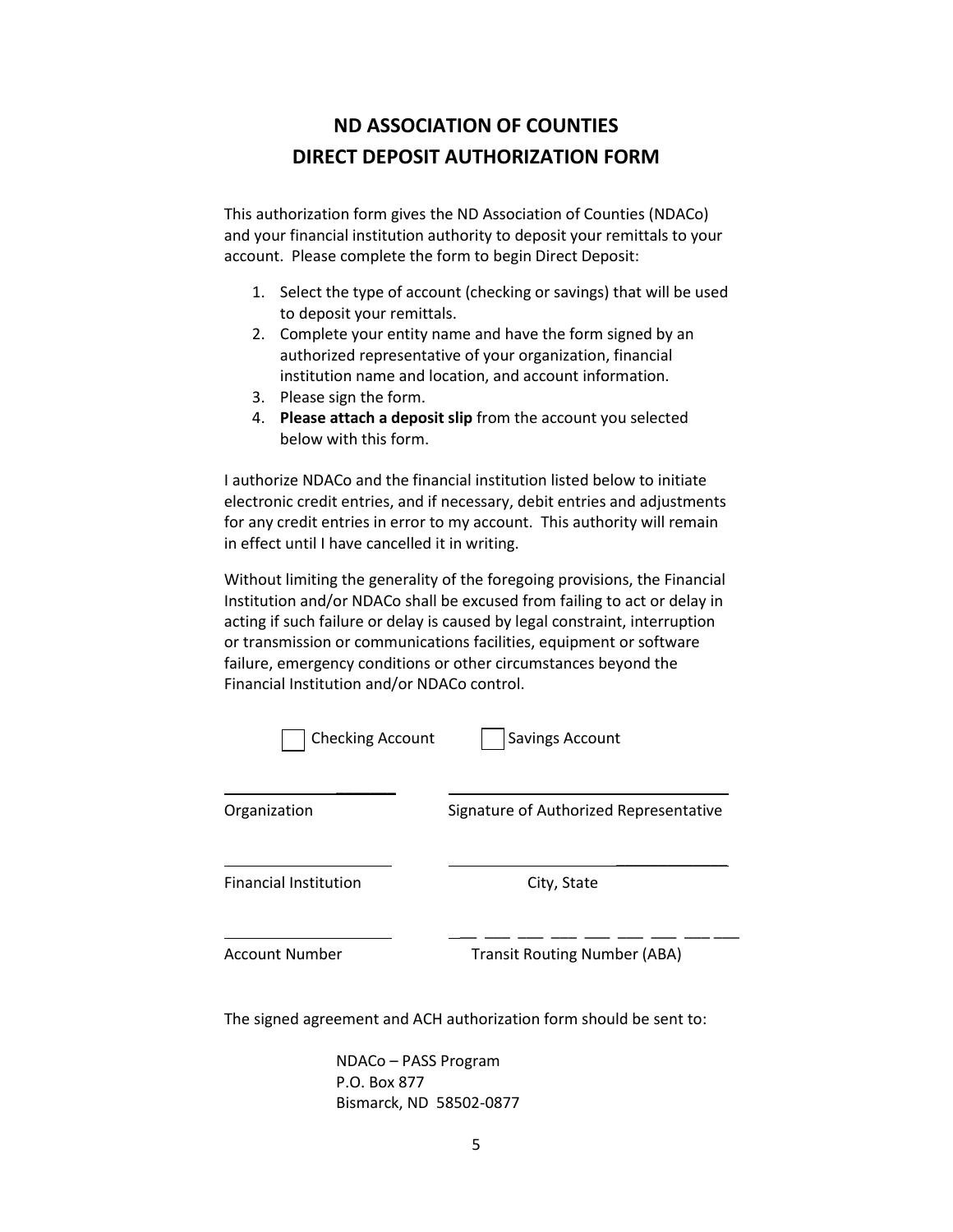# ND ASSOCIATION OF COUNTIES
# DIRECT DEPOSIT AUTHORIZATION FORM

This authorization form gives the ND Association of Counties (NDACo) and your financial institution authority to deposit your remittals to your account. Please complete the form to begin Direct Deposit:

1. Select the type of account (checking or savings) that will be used to deposit your remittals.
2. Complete your entity name and have the form signed by an authorized representative of your organization, financial institution name and location, and account information.
3. Please sign the form.
4. **Please attach a deposit slip** from the account you selected below with this form.

I authorize NDACo and the financial institution listed below to initiate electronic credit entries, and if necessary, debit entries and adjustments for any credit entries in error to my account. This authority will remain in effect until I have cancelled it in writing.

Without limiting the generality of the foregoing provisions, the Financial Institution and/or NDACo shall be excused from failing to act or delay in acting if such failure or delay is caused by legal constraint, interruption or transmission or communications facilities, equipment or software failure, emergency conditions or other circumstances beyond the Financial Institution and/or NDACo control.

☐ Checking Account ☐ Savings Account

| | |
|---|---|
| ____________________ | ____________________________________ |
| Organization | Signature of Authorized Representative |
| ____________________ | ____________________________________ |
| Financial Institution | City, State |
| ____________________ | ___ ___ ___ ___ ___ ___ ___ ___ ___ |
| Account Number | Transit Routing Number (ABA) |

The signed agreement and ACH authorization form should be sent to:

NDACo – PASS Program
P.O. Box 877
Bismarck, ND 58502-0877